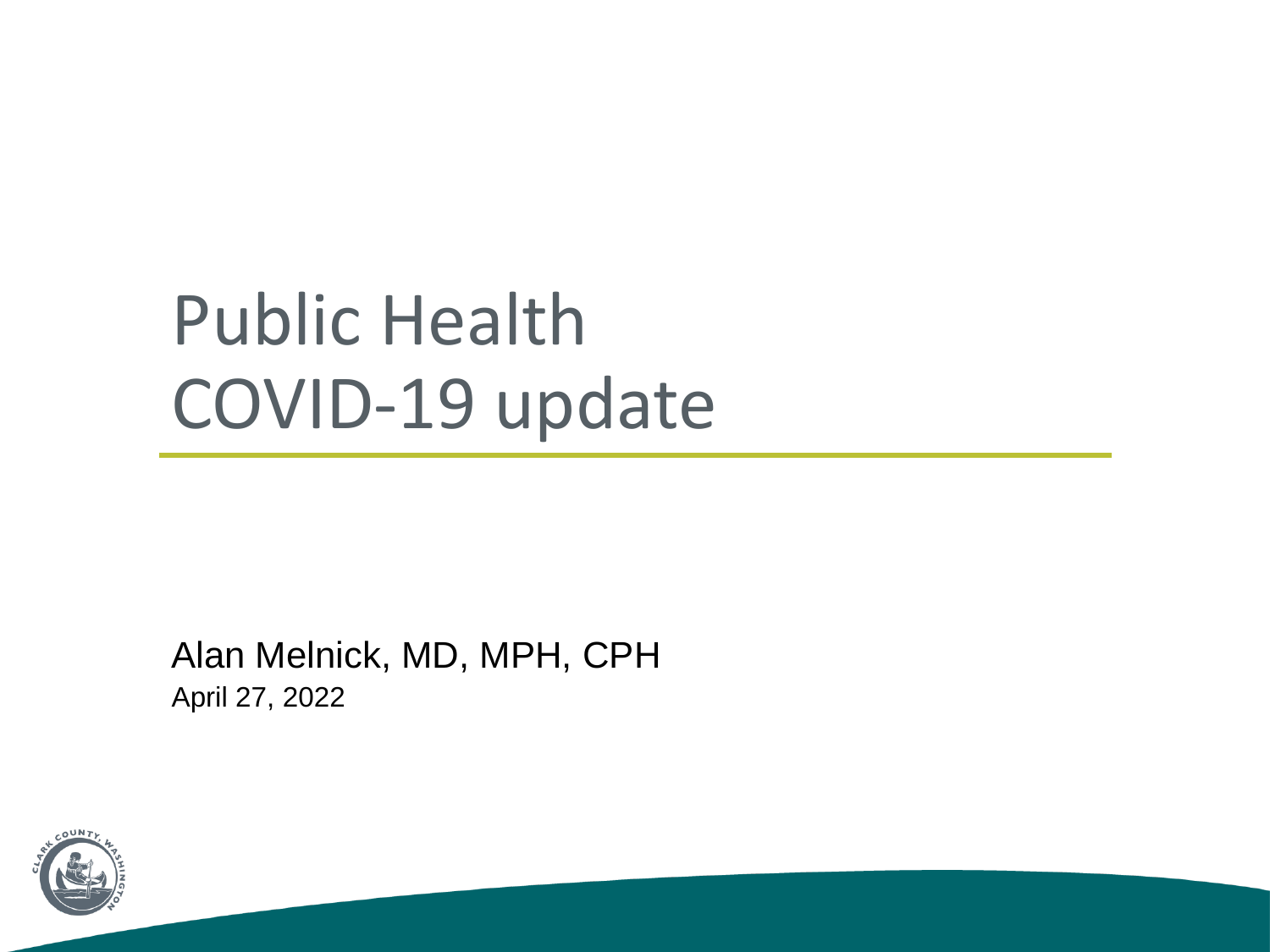# Public Health COVID-19 update

Alan Melnick, MD, MPH, CPH

April 27, 2022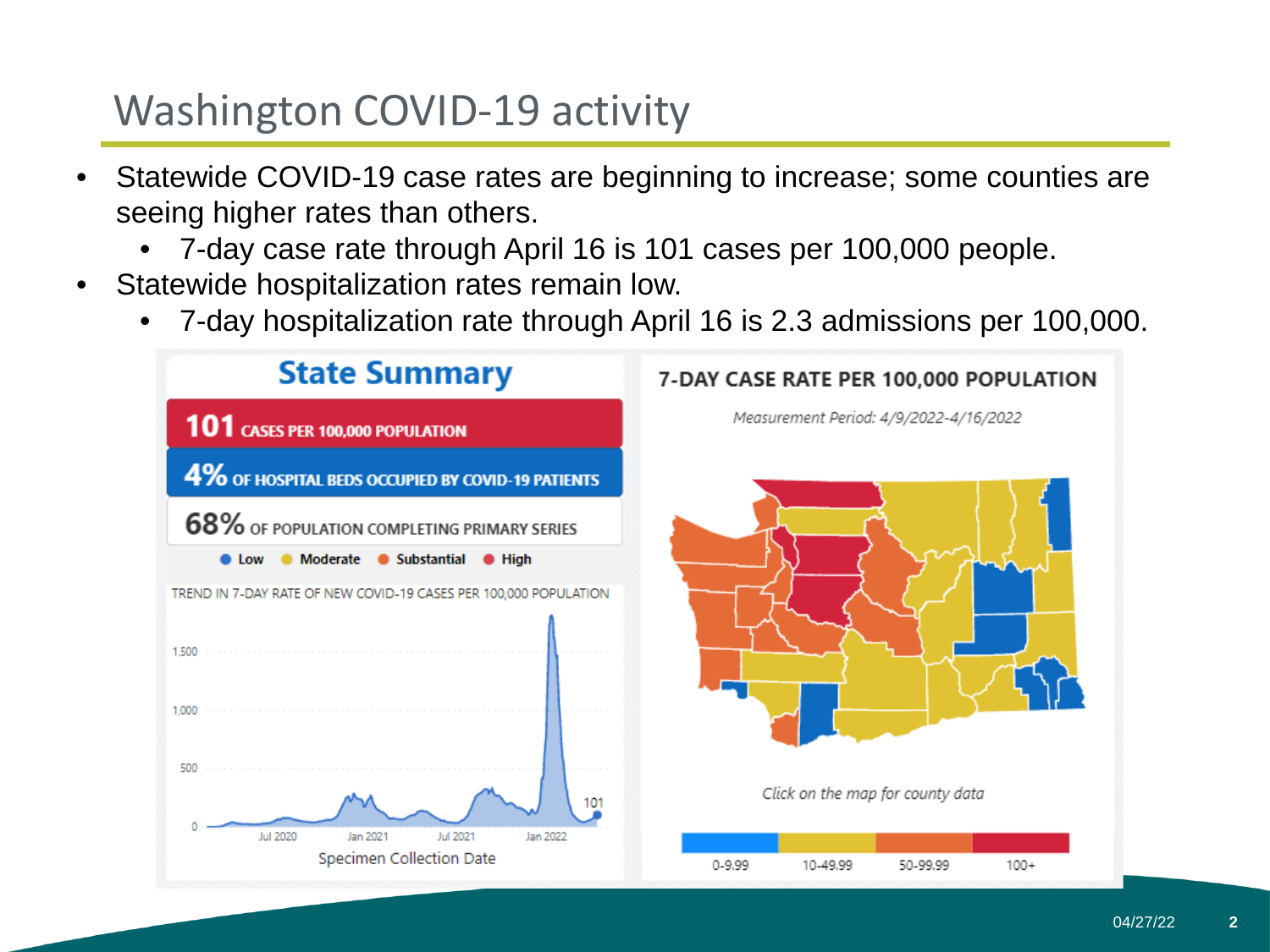# Washington COVID-19 activity

- Statewide COVID-19 case rates are beginning to increase; some counties are seeing higher rates than others.
  - 7-day case rate through April 16 is 101 cases per 100,000 people.
- Statewide hospitalization rates remain low.
  - 7-day hospitalization rate through April 16 is 2.3 admissions per 100,000.

## State Summary

**101** CASES PER 100,000 POPULATION

**4%** OF HOSPITAL BEDS OCCUPIED BY COVID-19 PATIENTS

**68%** OF POPULATION COMPLETING PRIMARY SERIES

Low · Moderate · Substantial · High

TREND IN 7-DAY RATE OF NEW COVID-19 CASES PER 100,000 POPULATION

Specimen Collection Date

## 7-DAY CASE RATE PER 100,000 POPULATION

*Measurement Period: 4/9/2022-4/16/2022*

*Click on the map for county data*

0-9.99 | 10-49.99 | 50-99.99 | 100+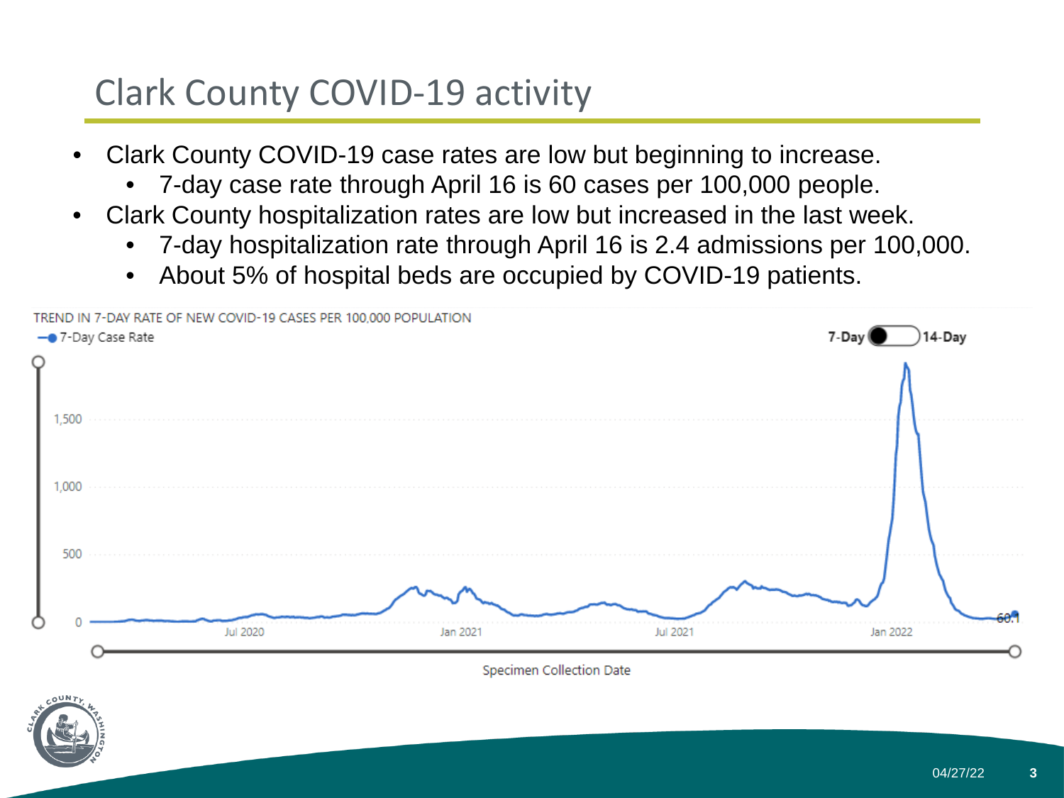# Clark County COVID-19 activity

- Clark County COVID-19 case rates are low but beginning to increase.
  - 7-day case rate through April 16 is 60 cases per 100,000 people.
- Clark County hospitalization rates are low but increased in the last week.
  - 7-day hospitalization rate through April 16 is 2.4 admissions per 100,000.
  - About 5% of hospital beds are occupied by COVID-19 patients.

TREND IN 7-DAY RATE OF NEW COVID-19 CASES PER 100,000 POPULATION

7-Day Case Rate

7-Day | 14-Day

1,500
1,000
500
0

60.1

Jul 2020 | Jan 2021 | Jul 2021 | Jan 2022

Specimen Collection Date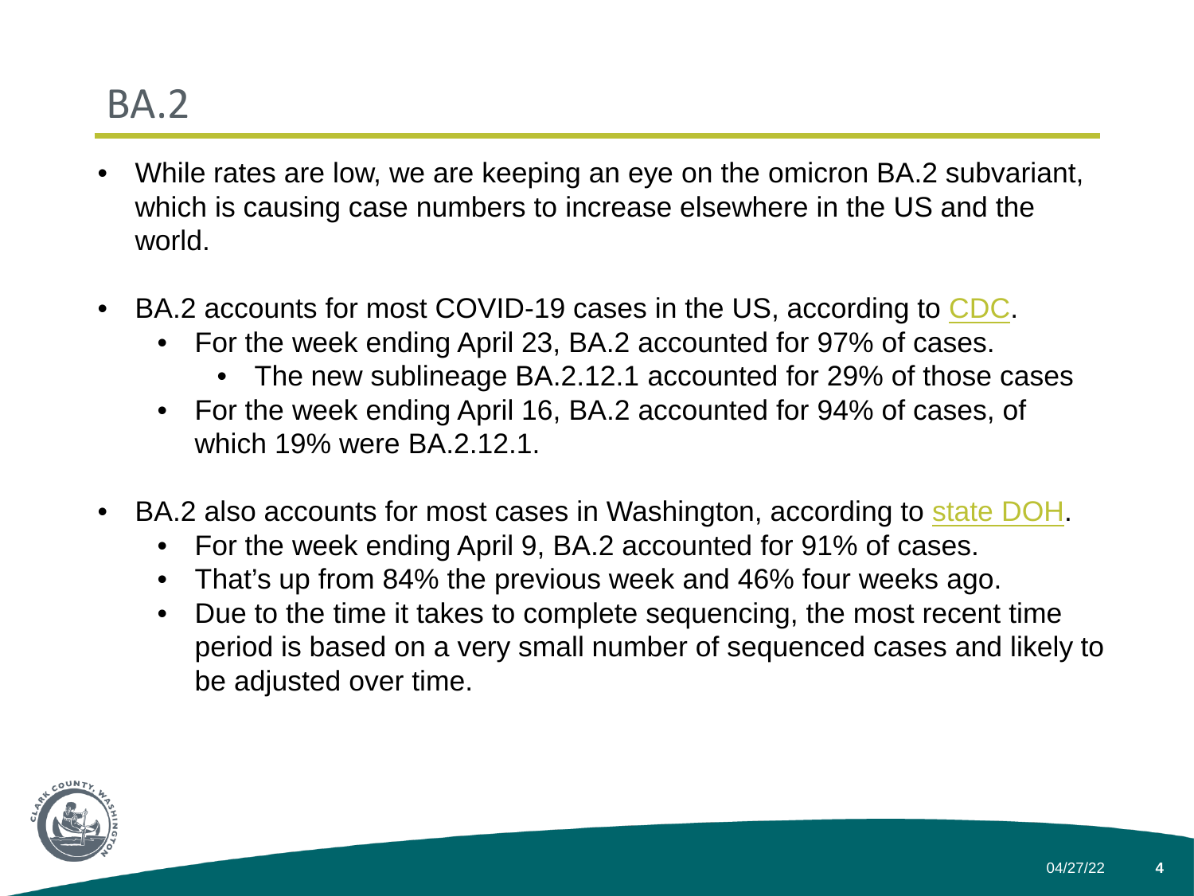# BA.2

- While rates are low, we are keeping an eye on the omicron BA.2 subvariant, which is causing case numbers to increase elsewhere in the US and the world.
- BA.2 accounts for most COVID-19 cases in the US, according to CDC.
  - For the week ending April 23, BA.2 accounted for 97% of cases.
    - The new sublineage BA.2.12.1 accounted for 29% of those cases
  - For the week ending April 16, BA.2 accounted for 94% of cases, of which 19% were BA.2.12.1.
- BA.2 also accounts for most cases in Washington, according to state DOH.
  - For the week ending April 9, BA.2 accounted for 91% of cases.
  - That's up from 84% the previous week and 46% four weeks ago.
  - Due to the time it takes to complete sequencing, the most recent time period is based on a very small number of sequenced cases and likely to be adjusted over time.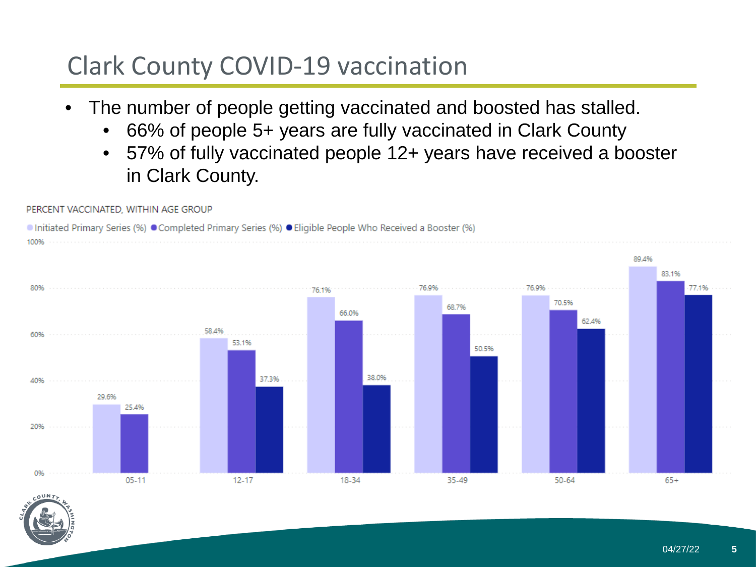# Clark County COVID-19 vaccination

- The number of people getting vaccinated and boosted has stalled.
  - 66% of people 5+ years are fully vaccinated in Clark County
  - 57% of fully vaccinated people 12+ years have received a booster in Clark County.

PERCENT VACCINATED, WITHIN AGE GROUP

| Age group | Initiated Primary Series (%) | Completed Primary Series (%) | Eligible People Who Received a Booster (%) |
| --- | --- | --- | --- |
| 05-11 | 29.6% | 25.4% | |
| 12-17 | 58.4% | 53.1% | 37.3% |
| 18-34 | 76.1% | 66.0% | 38.0% |
| 35-49 | 76.9% | 68.7% | 50.5% |
| 50-64 | 76.9% | 70.5% | 62.4% |
| 65+ | 89.4% | 83.1% | 77.1% |

04/27/22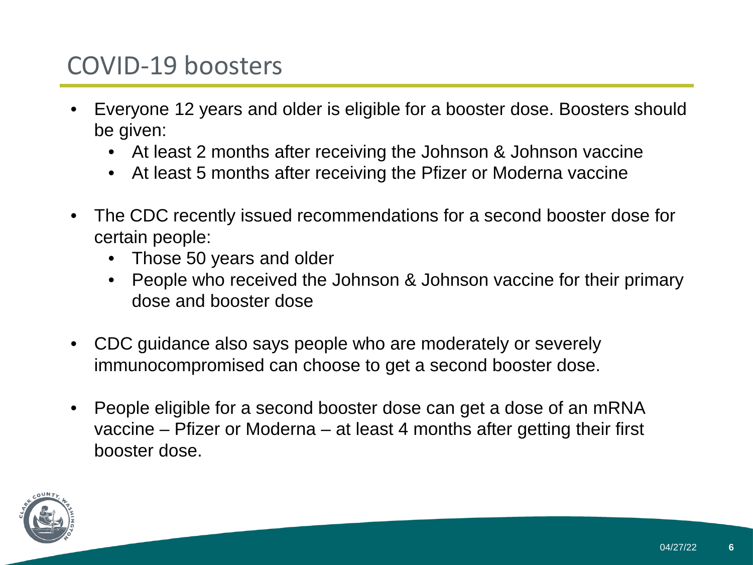# COVID-19 boosters

- Everyone 12 years and older is eligible for a booster dose. Boosters should be given:
  - At least 2 months after receiving the Johnson & Johnson vaccine
  - At least 5 months after receiving the Pfizer or Moderna vaccine
- The CDC recently issued recommendations for a second booster dose for certain people:
  - Those 50 years and older
  - People who received the Johnson & Johnson vaccine for their primary dose and booster dose
- CDC guidance also says people who are moderately or severely immunocompromised can choose to get a second booster dose.
- People eligible for a second booster dose can get a dose of an mRNA vaccine – Pfizer or Moderna – at least 4 months after getting their first booster dose.